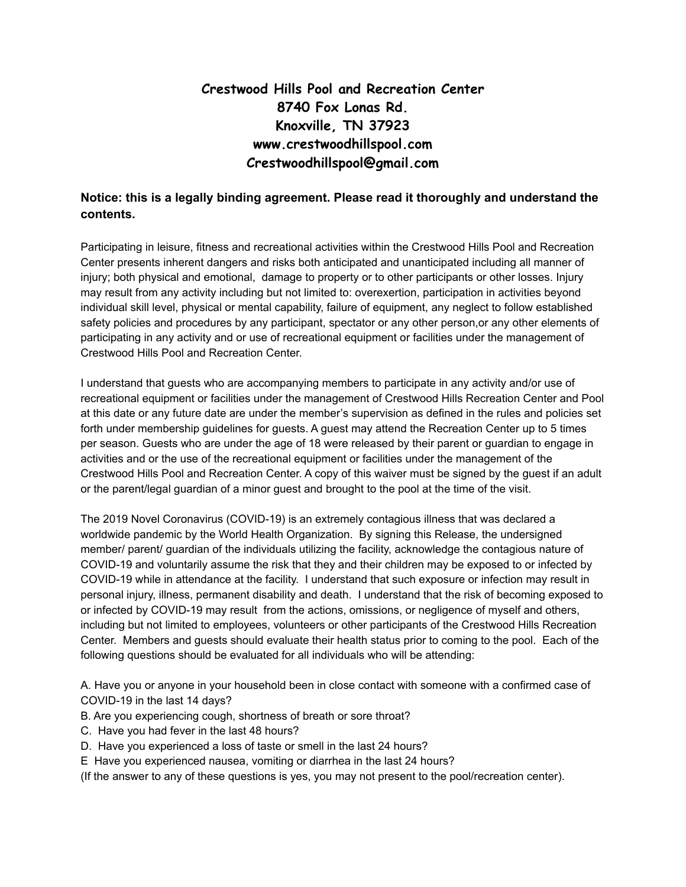# Crestwood Hills Pool and Recreation Center
**8740 Fox Lonas Rd.**
**Knoxville, TN 37923**
**www.crestwoodhillspool.com**
**Crestwoodhillspool@gmail.com**

**Notice: this is a legally binding agreement. Please read it thoroughly and understand the contents.**

Participating in leisure, fitness and recreational activities within the Crestwood Hills Pool and Recreation Center presents inherent dangers and risks both anticipated and unanticipated including all manner of injury; both physical and emotional, damage to property or to other participants or other losses. Injury may result from any activity including but not limited to: overexertion, participation in activities beyond individual skill level, physical or mental capability, failure of equipment, any neglect to follow established safety policies and procedures by any participant, spectator or any other person,or any other elements of participating in any activity and or use of recreational equipment or facilities under the management of Crestwood Hills Pool and Recreation Center.

I understand that guests who are accompanying members to participate in any activity and/or use of recreational equipment or facilities under the management of Crestwood Hills Recreation Center and Pool at this date or any future date are under the member's supervision as defined in the rules and policies set forth under membership guidelines for guests. A guest may attend the Recreation Center up to 5 times per season. Guests who are under the age of 18 were released by their parent or guardian to engage in activities and or the use of the recreational equipment or facilities under the management of the Crestwood Hills Pool and Recreation Center. A copy of this waiver must be signed by the guest if an adult or the parent/legal guardian of a minor guest and brought to the pool at the time of the visit.

The 2019 Novel Coronavirus (COVID-19) is an extremely contagious illness that was declared a worldwide pandemic by the World Health Organization. By signing this Release, the undersigned member/ parent/ guardian of the individuals utilizing the facility, acknowledge the contagious nature of COVID-19 and voluntarily assume the risk that they and their children may be exposed to or infected by COVID-19 while in attendance at the facility. I understand that such exposure or infection may result in personal injury, illness, permanent disability and death. I understand that the risk of becoming exposed to or infected by COVID-19 may result from the actions, omissions, or negligence of myself and others, including but not limited to employees, volunteers or other participants of the Crestwood Hills Recreation Center. Members and guests should evaluate their health status prior to coming to the pool. Each of the following questions should be evaluated for all individuals who will be attending:

A. Have you or anyone in your household been in close contact with someone with a confirmed case of COVID-19 in the last 14 days?
B. Are you experiencing cough, shortness of breath or sore throat?
C. Have you had fever in the last 48 hours?
D. Have you experienced a loss of taste or smell in the last 24 hours?
E Have you experienced nausea, vomiting or diarrhea in the last 24 hours?
(If the answer to any of these questions is yes, you may not present to the pool/recreation center).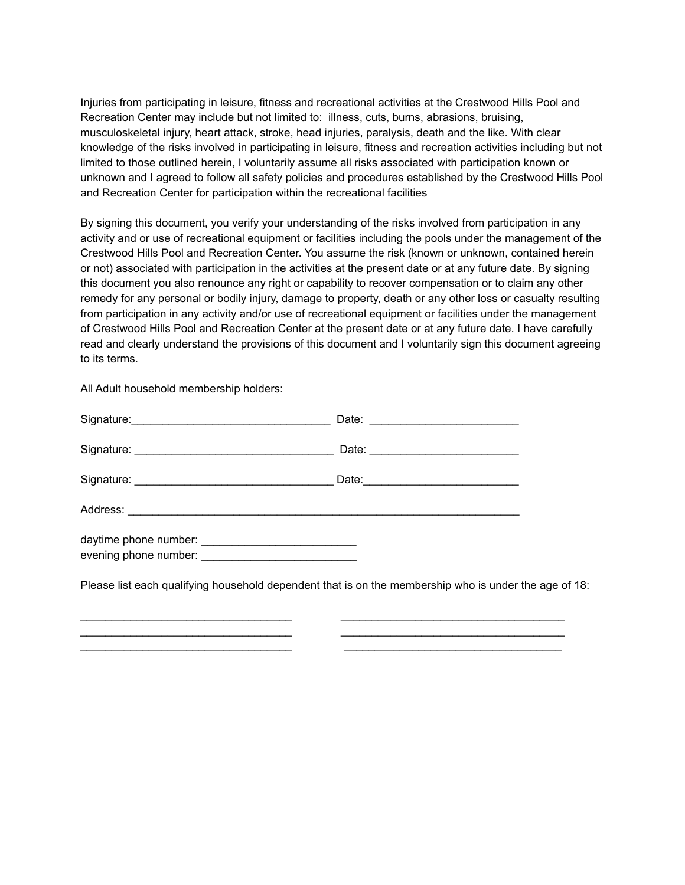Injuries from participating in leisure, fitness and recreational activities at the Crestwood Hills Pool and Recreation Center may include but not limited to: illness, cuts, burns, abrasions, bruising, musculoskeletal injury, heart attack, stroke, head injuries, paralysis, death and the like. With clear knowledge of the risks involved in participating in leisure, fitness and recreation activities including but not limited to those outlined herein, I voluntarily assume all risks associated with participation known or unknown and I agreed to follow all safety policies and procedures established by the Crestwood Hills Pool and Recreation Center for participation within the recreational facilities

By signing this document, you verify your understanding of the risks involved from participation in any activity and or use of recreational equipment or facilities including the pools under the management of the Crestwood Hills Pool and Recreation Center. You assume the risk (known or unknown, contained herein or not) associated with participation in the activities at the present date or at any future date. By signing this document you also renounce any right or capability to recover compensation or to claim any other remedy for any personal or bodily injury, damage to property, death or any other loss or casualty resulting from participation in any activity and/or use of recreational equipment or facilities under the management of Crestwood Hills Pool and Recreation Center at the present date or at any future date. I have carefully read and clearly understand the provisions of this document and I voluntarily sign this document agreeing to its terms.

All Adult household membership holders:

Signature:________________________________ Date: ________________________

Signature: ________________________________ Date: ________________________

Signature: ________________________________ Date:_________________________

Address: _________________________________________________________________

daytime phone number: _________________________
evening phone number: _________________________

Please list each qualifying household dependent that is on the membership who is under the age of 18:

__________________________________ ____________________________________
__________________________________ ____________________________________
__________________________________ ____________________________________